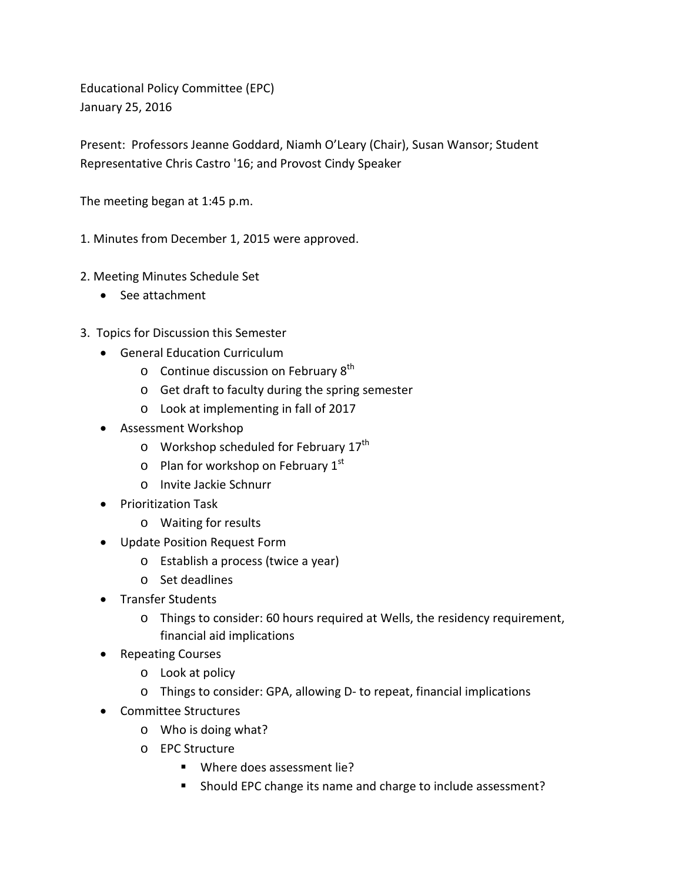Educational Policy Committee (EPC)
January 25, 2016

Present: Professors Jeanne Goddard, Niamh O'Leary (Chair), Susan Wansor; Student Representative Chris Castro '16; and Provost Cindy Speaker

The meeting began at 1:45 p.m.

1. Minutes from December 1, 2015 were approved.

2. Meeting Minutes Schedule Set
   - See attachment

3. Topics for Discussion this Semester
   - General Education Curriculum
     - Continue discussion on February 8th
     - Get draft to faculty during the spring semester
     - Look at implementing in fall of 2017
   - Assessment Workshop
     - Workshop scheduled for February 17th
     - Plan for workshop on February 1st
     - Invite Jackie Schnurr
   - Prioritization Task
     - Waiting for results
   - Update Position Request Form
     - Establish a process (twice a year)
     - Set deadlines
   - Transfer Students
     - Things to consider: 60 hours required at Wells, the residency requirement, financial aid implications
   - Repeating Courses
     - Look at policy
     - Things to consider: GPA, allowing D- to repeat, financial implications
   - Committee Structures
     - Who is doing what?
     - EPC Structure
       - Where does assessment lie?
       - Should EPC change its name and charge to include assessment?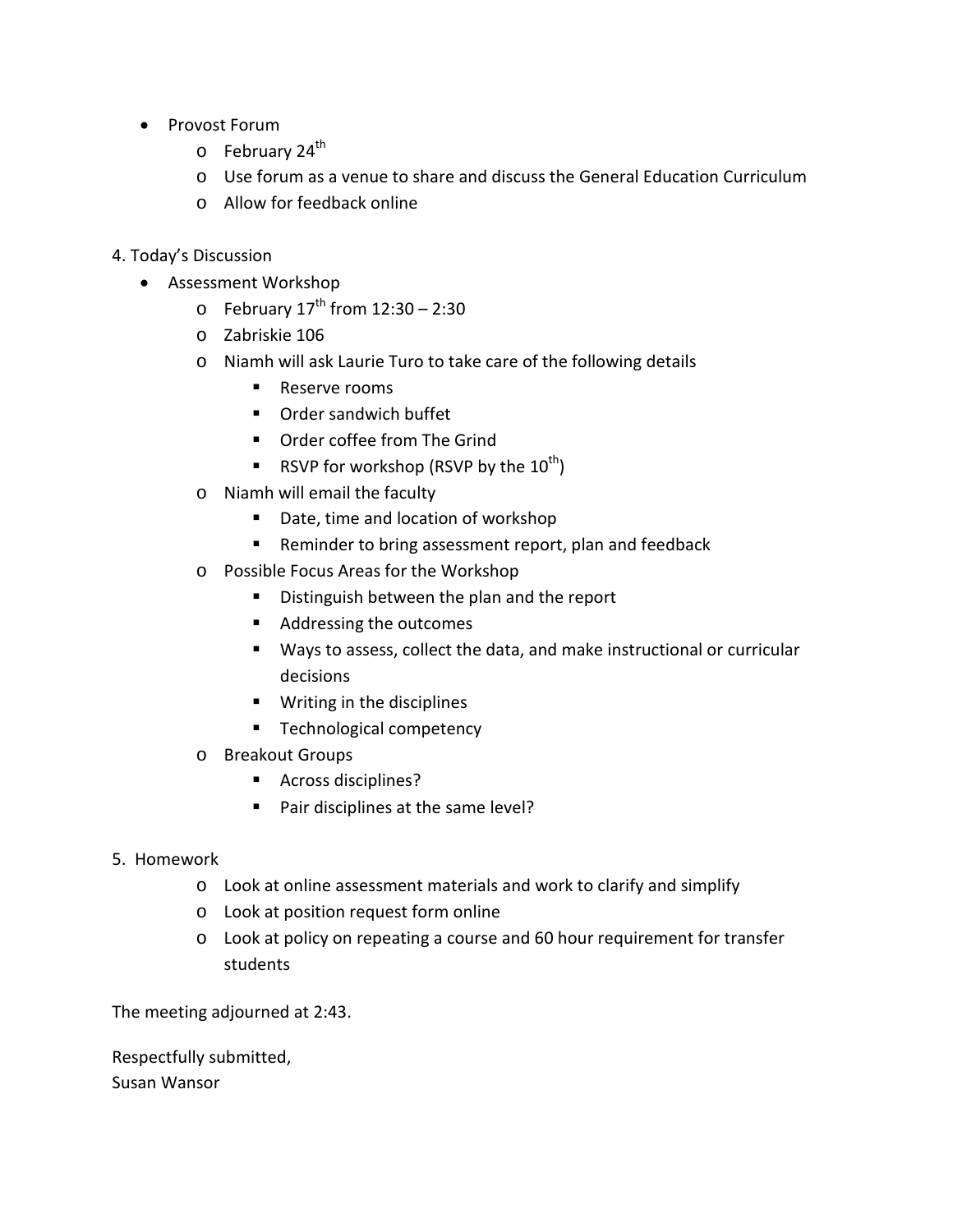- Provost Forum
  - February 24th
  - Use forum as a venue to share and discuss the General Education Curriculum
  - Allow for feedback online

4. Today's Discussion

- Assessment Workshop
  - February 17th from 12:30 – 2:30
  - Zabriskie 106
  - Niamh will ask Laurie Turo to take care of the following details
    - Reserve rooms
    - Order sandwich buffet
    - Order coffee from The Grind
    - RSVP for workshop (RSVP by the 10th)
  - Niamh will email the faculty
    - Date, time and location of workshop
    - Reminder to bring assessment report, plan and feedback
  - Possible Focus Areas for the Workshop
    - Distinguish between the plan and the report
    - Addressing the outcomes
    - Ways to assess, collect the data, and make instructional or curricular decisions
    - Writing in the disciplines
    - Technological competency
  - Breakout Groups
    - Across disciplines?
    - Pair disciplines at the same level?

5. Homework

  - Look at online assessment materials and work to clarify and simplify
  - Look at position request form online
  - Look at policy on repeating a course and 60 hour requirement for transfer students

The meeting adjourned at 2:43.

Respectfully submitted,
Susan Wansor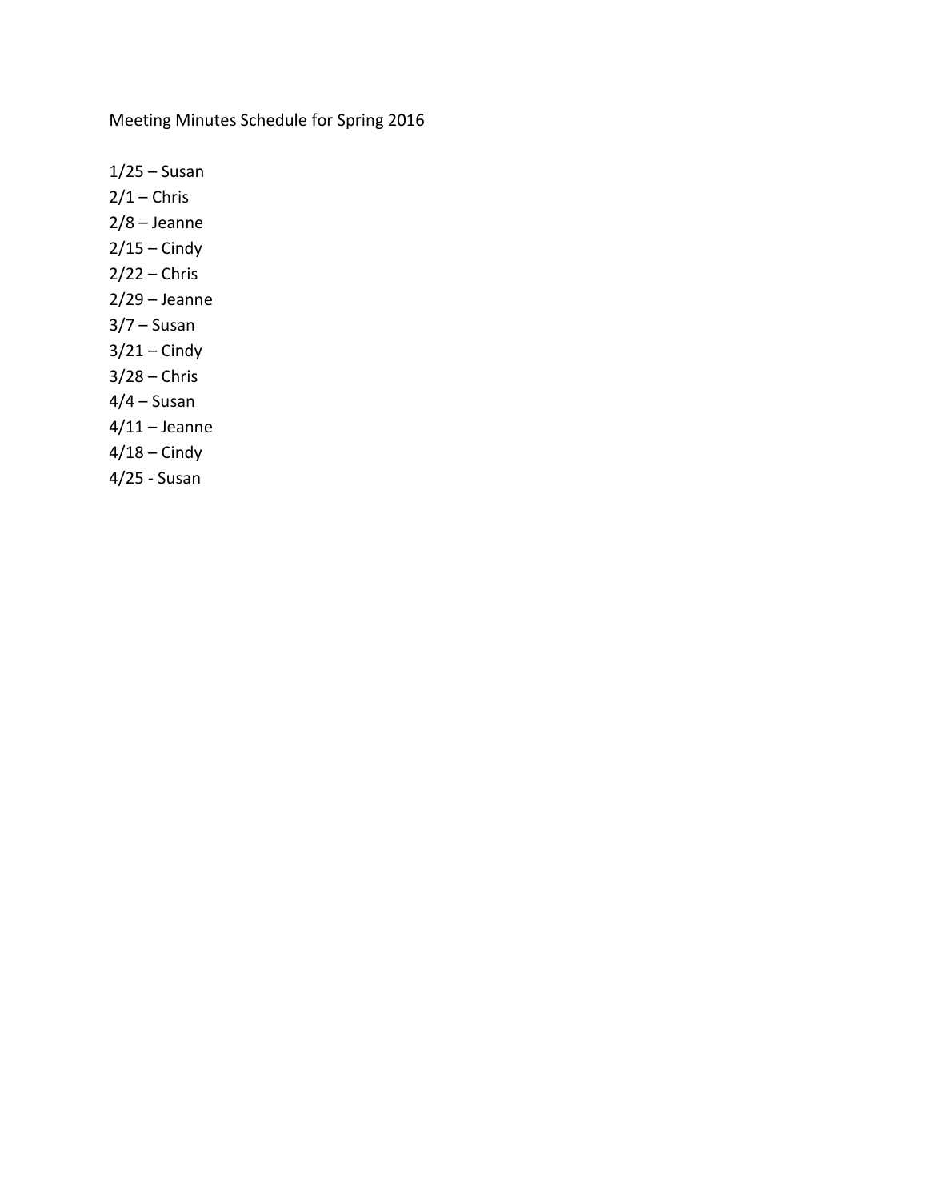Meeting Minutes Schedule for Spring 2016

1/25 – Susan
2/1 – Chris
2/8 – Jeanne
2/15 – Cindy
2/22 – Chris
2/29 – Jeanne
3/7 – Susan
3/21 – Cindy
3/28 – Chris
4/4 – Susan
4/11 – Jeanne
4/18 – Cindy
4/25 - Susan